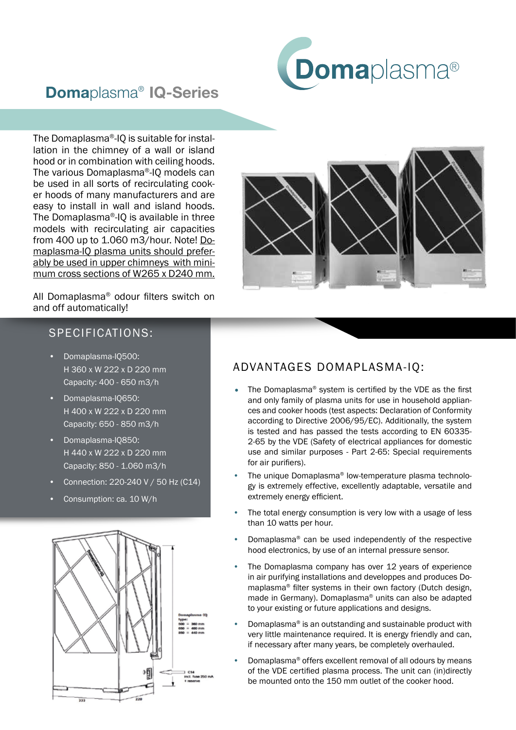# Domaplasma® IQ-Series

The Domaplasma®-IQ is suitable for installation in the chimney of a wall or island hood or in combination with ceiling hoods. The various Domaplasma®-IQ models can be used in all sorts of recirculating cooker hoods of many manufacturers and are easy to install in wall and island hoods. The Domaplasma®-IQ is available in three models with recirculating air capacities from 400 up to 1.060 m3/hour. Note! Domaplasma-IQ plasma units should preferably be used in upper chimneys with minimum cross sections of W265 x D240 mm.

All Domaplasma® odour filters switch on and off automatically!

## SPECIFICATIONS:

- Domaplasma-IQ500:
  H 360 x W 222 x D 220 mm
  Capacity: 400 - 650 m3/h
- Domaplasma-IQ650:
  H 400 x W 222 x D 220 mm
  Capacity: 650 - 850 m3/h
- Domaplasma-IQ850:
  H 440 x W 222 x D 220 mm
  Capacity: 850 - 1.060 m3/h
- Connection: 220-240 V / 50 Hz (C14)
- Consumption: ca. 10 W/h

## ADVANTAGES DOMAPLASMA-IQ:

- The Domaplasma® system is certified by the VDE as the first and only family of plasma units for use in household appliances and cooker hoods (test aspects: Declaration of Conformity according to Directive 2006/95/EC). Additionally, the system is tested and has passed the tests according to EN 60335-2-65 by the VDE (Safety of electrical appliances for domestic use and similar purposes - Part 2-65: Special requirements for air purifiers).
- The unique Domaplasma® low-temperature plasma technology is extremely effective, excellently adaptable, versatile and extremely energy efficient.
- The total energy consumption is very low with a usage of less than 10 watts per hour.
- Domaplasma® can be used independently of the respective hood electronics, by use of an internal pressure sensor.
- The Domaplasma company has over 12 years of experience in air purifying installations and developpes and produces Domaplasma® filter systems in their own factory (Dutch design, made in Germany). Domaplasma® units can also be adapted to your existing or future applications and designs.
- Domaplasma® is an outstanding and sustainable product with very little maintenance required. It is energy friendly and can, if necessary after many years, be completely overhauled.
- Domaplasma® offers excellent removal of all odours by means of the VDE certified plasma process. The unit can (in)directly be mounted onto the 150 mm outlet of the cooker hood.

Domaplasma-IQ
type:
500 = 360 mm
650 = 400 mm
850 = 440 mm

C14
incl. fuse 250 mA
+ reserve

222
220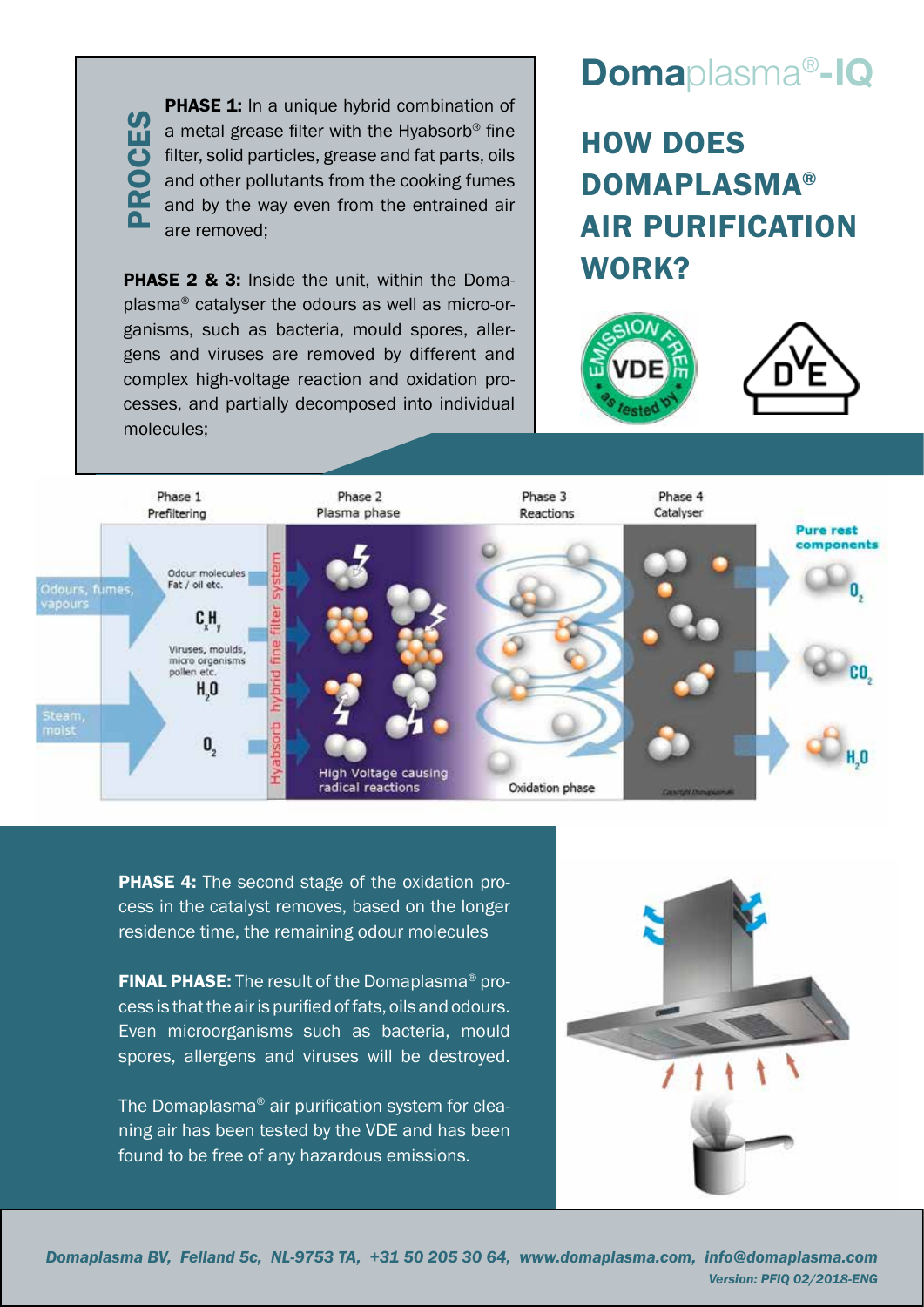# Domaplasma®-IQ

## HOW DOES DOMAPLASMA® AIR PURIFICATION WORK?

**PROCES**

**PHASE 1:** In a unique hybrid combination of a metal grease filter with the Hyabsorb® fine filter, solid particles, grease and fat parts, oils and other pollutants from the cooking fumes and by the way even from the entrained air are removed;

**PHASE 2 & 3:** Inside the unit, within the Domaplasma® catalyser the odours as well as micro-organisms, such as bacteria, mould spores, allergens and viruses are removed by different and complex high-voltage reaction and oxidation processes, and partially decomposed into individual molecules;

EMISSION FREE VDE as tested by

Phase 1
Prefiltering

Phase 2
Plasma phase

Phase 3
Reactions

Phase 4
Catalyser

Odours, fumes, vapours

Steam, moist

Odour molecules
Fat / oil etc.

$C_xH_y$

Viruses, moulds, micro organisms pollen etc.

$H_2O$

$O_2$

Hyabsorb hybrid fine filter system

High Voltage causing radical reactions

Oxidation phase

Pure rest components

$O_2$

$CO_2$

$H_2O$

**PHASE 4:** The second stage of the oxidation process in the catalyst removes, based on the longer residence time, the remaining odour molecules

**FINAL PHASE:** The result of the Domaplasma® process is that the air is purified of fats, oils and odours. Even microorganisms such as bacteria, mould spores, allergens and viruses will be destroyed.

The Domaplasma® air purification system for cleaning air has been tested by the VDE and has been found to be free of any hazardous emissions.

*Domaplasma BV, Felland 5c, NL-9753 TA, +31 50 205 30 64, www.domaplasma.com, info@domaplasma.com*

*Version: PFIQ 02/2018-ENG*